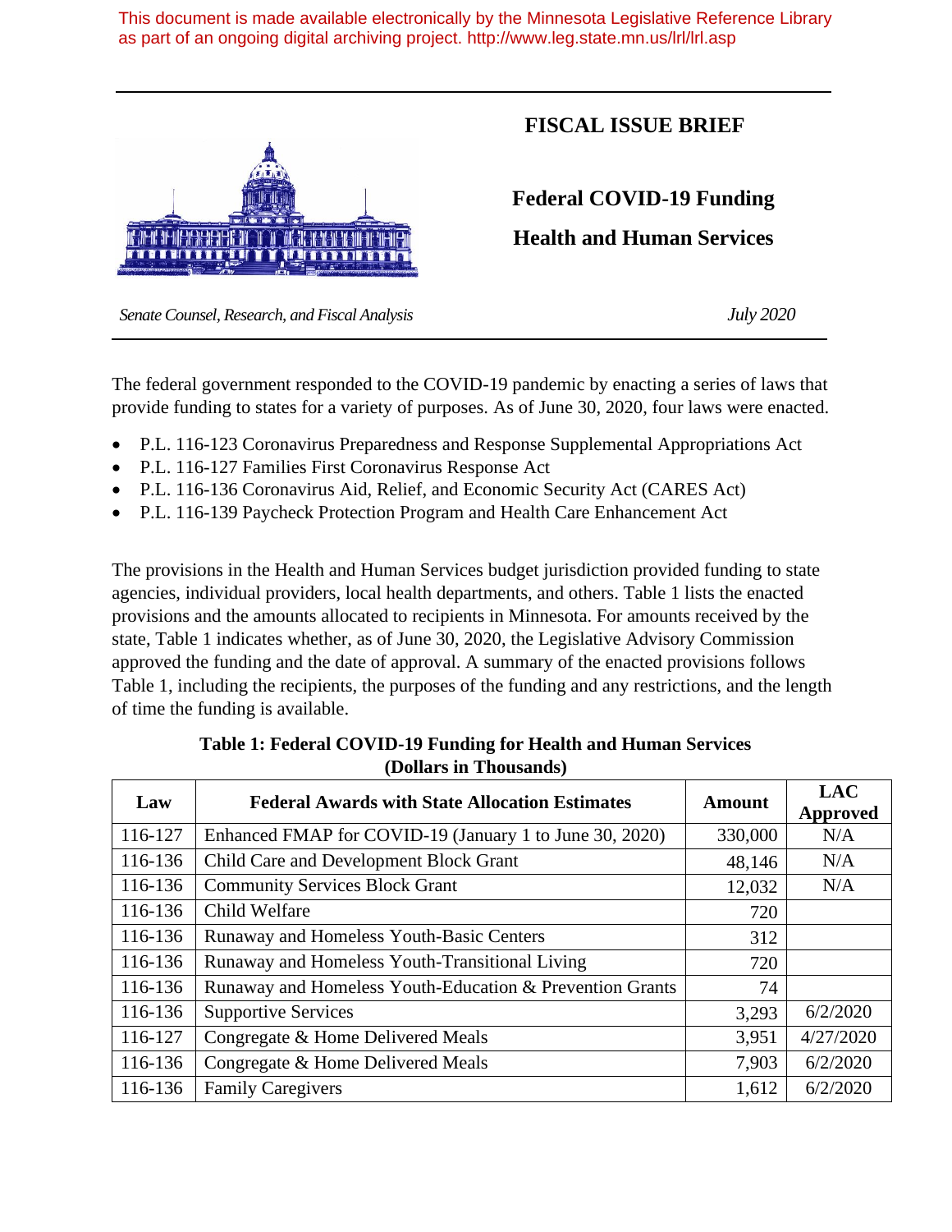This document is made available electronically by the Minnesota Legislative Reference Library as part of an ongoing digital archiving project. http://www.leg.state.mn.us/lrl/lrl.asp

# FISCAL ISSUE BRIEF

## Federal COVID-19 Funding

## Health and Human Services

*Senate Counsel, Research, and Fiscal Analysis* *July 2020*

The federal government responded to the COVID-19 pandemic by enacting a series of laws that provide funding to states for a variety of purposes. As of June 30, 2020, four laws were enacted.

- P.L. 116-123 Coronavirus Preparedness and Response Supplemental Appropriations Act
- P.L. 116-127 Families First Coronavirus Response Act
- P.L. 116-136 Coronavirus Aid, Relief, and Economic Security Act (CARES Act)
- P.L. 116-139 Paycheck Protection Program and Health Care Enhancement Act

The provisions in the Health and Human Services budget jurisdiction provided funding to state agencies, individual providers, local health departments, and others. Table 1 lists the enacted provisions and the amounts allocated to recipients in Minnesota. For amounts received by the state, Table 1 indicates whether, as of June 30, 2020, the Legislative Advisory Commission approved the funding and the date of approval. A summary of the enacted provisions follows Table 1, including the recipients, the purposes of the funding and any restrictions, and the length of time the funding is available.

**Table 1: Federal COVID-19 Funding for Health and Human Services (Dollars in Thousands)**

| Law | Federal Awards with State Allocation Estimates | Amount | LAC Approved |
|---|---|---|---|
| 116-127 | Enhanced FMAP for COVID-19 (January 1 to June 30, 2020) | 330,000 | N/A |
| 116-136 | Child Care and Development Block Grant | 48,146 | N/A |
| 116-136 | Community Services Block Grant | 12,032 | N/A |
| 116-136 | Child Welfare | 720 | |
| 116-136 | Runaway and Homeless Youth-Basic Centers | 312 | |
| 116-136 | Runaway and Homeless Youth-Transitional Living | 720 | |
| 116-136 | Runaway and Homeless Youth-Education & Prevention Grants | 74 | |
| 116-136 | Supportive Services | 3,293 | 6/2/2020 |
| 116-127 | Congregate & Home Delivered Meals | 3,951 | 4/27/2020 |
| 116-136 | Congregate & Home Delivered Meals | 7,903 | 6/2/2020 |
| 116-136 | Family Caregivers | 1,612 | 6/2/2020 |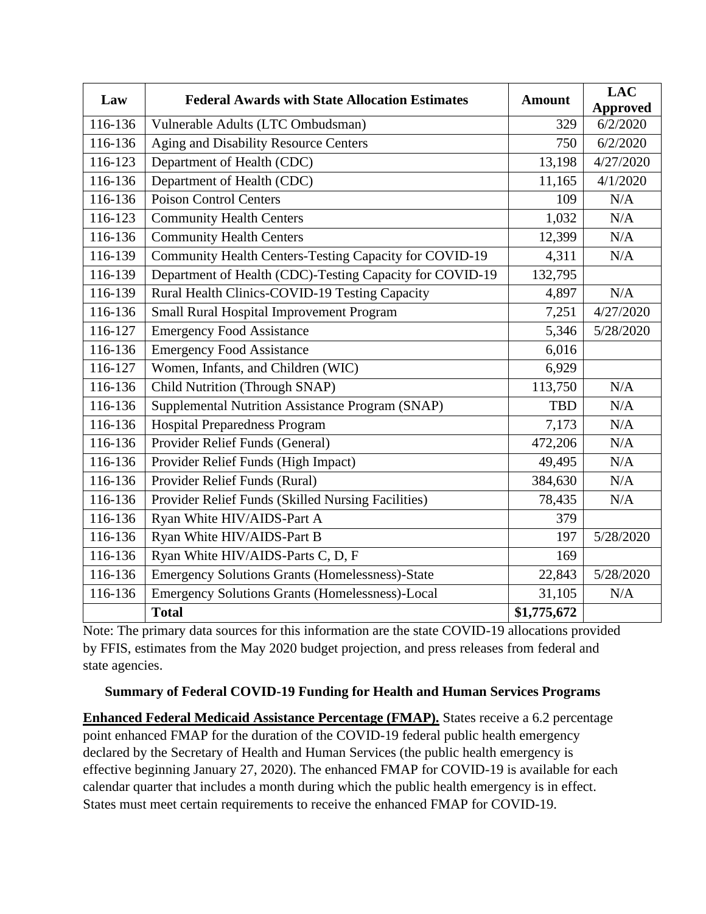| Law | Federal Awards with State Allocation Estimates | Amount | LAC Approved |
|---|---|---|---|
| 116-136 | Vulnerable Adults (LTC Ombudsman) | 329 | 6/2/2020 |
| 116-136 | Aging and Disability Resource Centers | 750 | 6/2/2020 |
| 116-123 | Department of Health (CDC) | 13,198 | 4/27/2020 |
| 116-136 | Department of Health (CDC) | 11,165 | 4/1/2020 |
| 116-136 | Poison Control Centers | 109 | N/A |
| 116-123 | Community Health Centers | 1,032 | N/A |
| 116-136 | Community Health Centers | 12,399 | N/A |
| 116-139 | Community Health Centers-Testing Capacity for COVID-19 | 4,311 | N/A |
| 116-139 | Department of Health (CDC)-Testing Capacity for COVID-19 | 132,795 | |
| 116-139 | Rural Health Clinics-COVID-19 Testing Capacity | 4,897 | N/A |
| 116-136 | Small Rural Hospital Improvement Program | 7,251 | 4/27/2020 |
| 116-127 | Emergency Food Assistance | 5,346 | 5/28/2020 |
| 116-136 | Emergency Food Assistance | 6,016 | |
| 116-127 | Women, Infants, and Children (WIC) | 6,929 | |
| 116-136 | Child Nutrition (Through SNAP) | 113,750 | N/A |
| 116-136 | Supplemental Nutrition Assistance Program (SNAP) | TBD | N/A |
| 116-136 | Hospital Preparedness Program | 7,173 | N/A |
| 116-136 | Provider Relief Funds (General) | 472,206 | N/A |
| 116-136 | Provider Relief Funds (High Impact) | 49,495 | N/A |
| 116-136 | Provider Relief Funds (Rural) | 384,630 | N/A |
| 116-136 | Provider Relief Funds (Skilled Nursing Facilities) | 78,435 | N/A |
| 116-136 | Ryan White HIV/AIDS-Part A | 379 | |
| 116-136 | Ryan White HIV/AIDS-Part B | 197 | 5/28/2020 |
| 116-136 | Ryan White HIV/AIDS-Parts C, D, F | 169 | |
| 116-136 | Emergency Solutions Grants (Homelessness)-State | 22,843 | 5/28/2020 |
| 116-136 | Emergency Solutions Grants (Homelessness)-Local | 31,105 | N/A |
| | **Total** | **$1,775,672** | |

Note: The primary data sources for this information are the state COVID-19 allocations provided by FFIS, estimates from the May 2020 budget projection, and press releases from federal and state agencies.

### Summary of Federal COVID-19 Funding for Health and Human Services Programs

**Enhanced Federal Medicaid Assistance Percentage (FMAP).** States receive a 6.2 percentage point enhanced FMAP for the duration of the COVID-19 federal public health emergency declared by the Secretary of Health and Human Services (the public health emergency is effective beginning January 27, 2020). The enhanced FMAP for COVID-19 is available for each calendar quarter that includes a month during which the public health emergency is in effect. States must meet certain requirements to receive the enhanced FMAP for COVID-19.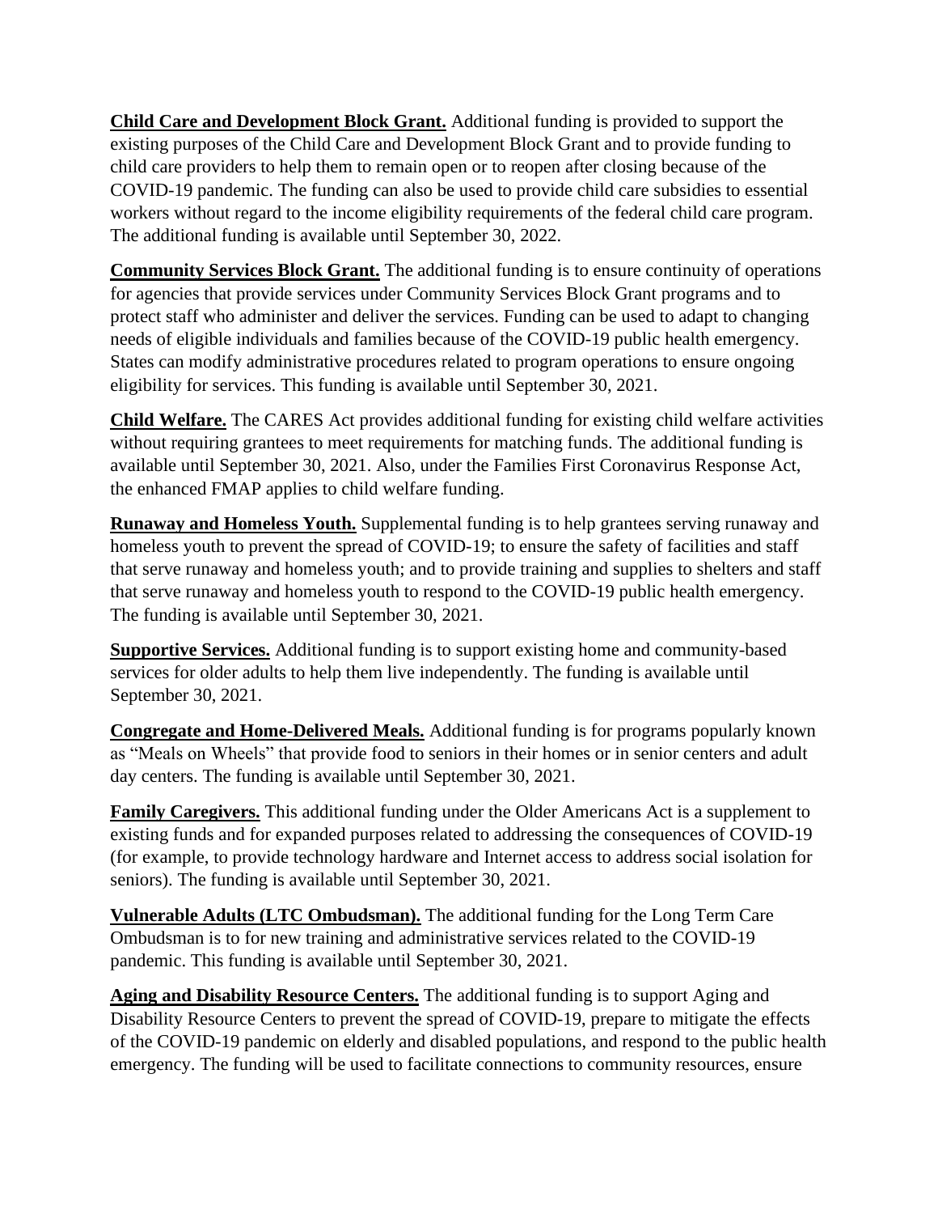**Child Care and Development Block Grant.** Additional funding is provided to support the existing purposes of the Child Care and Development Block Grant and to provide funding to child care providers to help them to remain open or to reopen after closing because of the COVID-19 pandemic. The funding can also be used to provide child care subsidies to essential workers without regard to the income eligibility requirements of the federal child care program. The additional funding is available until September 30, 2022.

**Community Services Block Grant.** The additional funding is to ensure continuity of operations for agencies that provide services under Community Services Block Grant programs and to protect staff who administer and deliver the services. Funding can be used to adapt to changing needs of eligible individuals and families because of the COVID-19 public health emergency. States can modify administrative procedures related to program operations to ensure ongoing eligibility for services. This funding is available until September 30, 2021.

**Child Welfare.** The CARES Act provides additional funding for existing child welfare activities without requiring grantees to meet requirements for matching funds. The additional funding is available until September 30, 2021. Also, under the Families First Coronavirus Response Act, the enhanced FMAP applies to child welfare funding.

**Runaway and Homeless Youth.** Supplemental funding is to help grantees serving runaway and homeless youth to prevent the spread of COVID-19; to ensure the safety of facilities and staff that serve runaway and homeless youth; and to provide training and supplies to shelters and staff that serve runaway and homeless youth to respond to the COVID-19 public health emergency. The funding is available until September 30, 2021.

**Supportive Services.** Additional funding is to support existing home and community-based services for older adults to help them live independently. The funding is available until September 30, 2021.

**Congregate and Home-Delivered Meals.** Additional funding is for programs popularly known as "Meals on Wheels" that provide food to seniors in their homes or in senior centers and adult day centers. The funding is available until September 30, 2021.

**Family Caregivers.** This additional funding under the Older Americans Act is a supplement to existing funds and for expanded purposes related to addressing the consequences of COVID-19 (for example, to provide technology hardware and Internet access to address social isolation for seniors). The funding is available until September 30, 2021.

**Vulnerable Adults (LTC Ombudsman).** The additional funding for the Long Term Care Ombudsman is to for new training and administrative services related to the COVID-19 pandemic. This funding is available until September 30, 2021.

**Aging and Disability Resource Centers.** The additional funding is to support Aging and Disability Resource Centers to prevent the spread of COVID-19, prepare to mitigate the effects of the COVID-19 pandemic on elderly and disabled populations, and respond to the public health emergency. The funding will be used to facilitate connections to community resources, ensure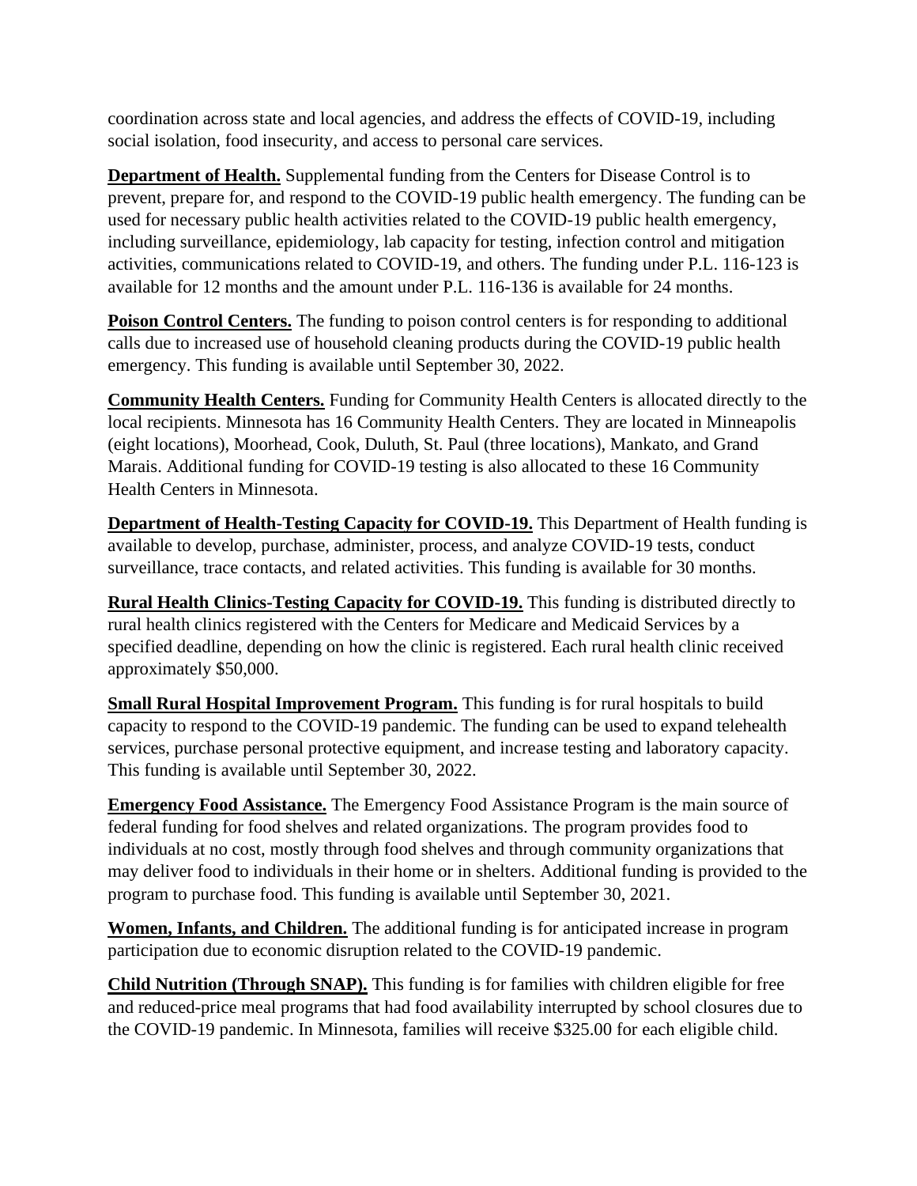coordination across state and local agencies, and address the effects of COVID-19, including social isolation, food insecurity, and access to personal care services.

**Department of Health.** Supplemental funding from the Centers for Disease Control is to prevent, prepare for, and respond to the COVID-19 public health emergency. The funding can be used for necessary public health activities related to the COVID-19 public health emergency, including surveillance, epidemiology, lab capacity for testing, infection control and mitigation activities, communications related to COVID-19, and others. The funding under P.L. 116-123 is available for 12 months and the amount under P.L. 116-136 is available for 24 months.

**Poison Control Centers.** The funding to poison control centers is for responding to additional calls due to increased use of household cleaning products during the COVID-19 public health emergency. This funding is available until September 30, 2022.

**Community Health Centers.** Funding for Community Health Centers is allocated directly to the local recipients. Minnesota has 16 Community Health Centers. They are located in Minneapolis (eight locations), Moorhead, Cook, Duluth, St. Paul (three locations), Mankato, and Grand Marais. Additional funding for COVID-19 testing is also allocated to these 16 Community Health Centers in Minnesota.

**Department of Health-Testing Capacity for COVID-19.** This Department of Health funding is available to develop, purchase, administer, process, and analyze COVID-19 tests, conduct surveillance, trace contacts, and related activities. This funding is available for 30 months.

**Rural Health Clinics-Testing Capacity for COVID-19.** This funding is distributed directly to rural health clinics registered with the Centers for Medicare and Medicaid Services by a specified deadline, depending on how the clinic is registered. Each rural health clinic received approximately $50,000.

**Small Rural Hospital Improvement Program.** This funding is for rural hospitals to build capacity to respond to the COVID-19 pandemic. The funding can be used to expand telehealth services, purchase personal protective equipment, and increase testing and laboratory capacity. This funding is available until September 30, 2022.

**Emergency Food Assistance.** The Emergency Food Assistance Program is the main source of federal funding for food shelves and related organizations. The program provides food to individuals at no cost, mostly through food shelves and through community organizations that may deliver food to individuals in their home or in shelters. Additional funding is provided to the program to purchase food. This funding is available until September 30, 2021.

**Women, Infants, and Children.** The additional funding is for anticipated increase in program participation due to economic disruption related to the COVID-19 pandemic.

**Child Nutrition (Through SNAP).** This funding is for families with children eligible for free and reduced-price meal programs that had food availability interrupted by school closures due to the COVID-19 pandemic. In Minnesota, families will receive $325.00 for each eligible child.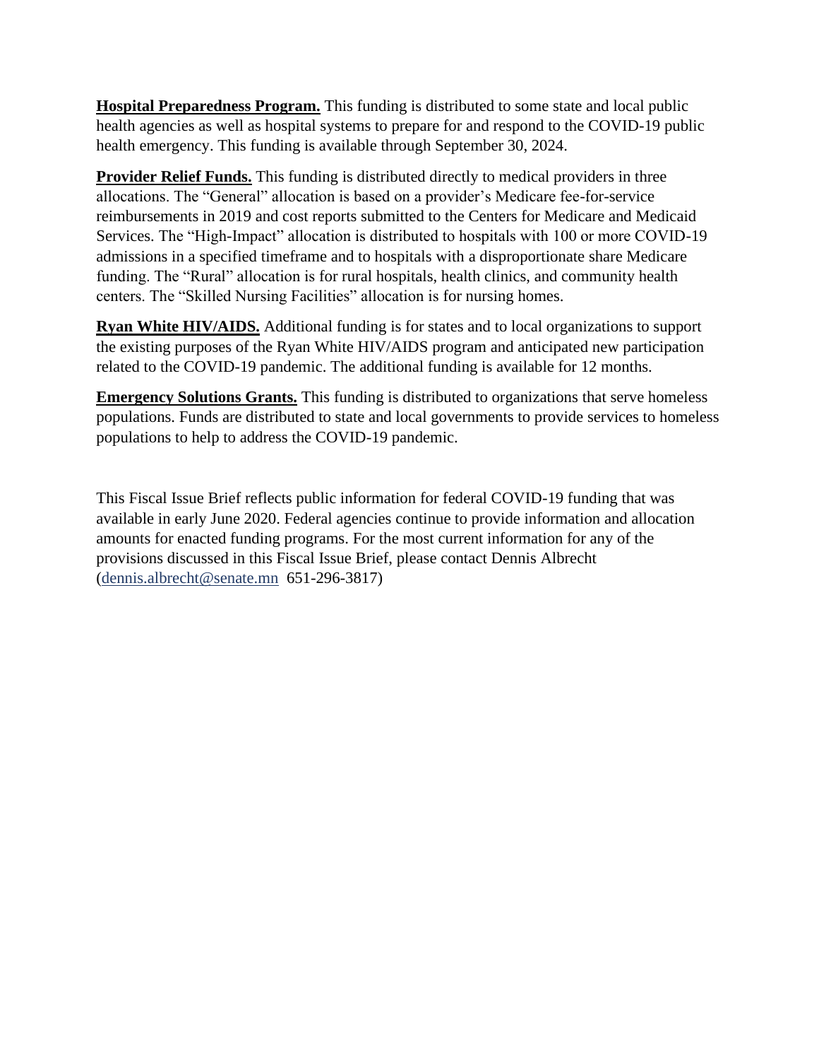**Hospital Preparedness Program.** This funding is distributed to some state and local public health agencies as well as hospital systems to prepare for and respond to the COVID-19 public health emergency. This funding is available through September 30, 2024.

**Provider Relief Funds.** This funding is distributed directly to medical providers in three allocations. The "General" allocation is based on a provider's Medicare fee-for-service reimbursements in 2019 and cost reports submitted to the Centers for Medicare and Medicaid Services. The "High-Impact" allocation is distributed to hospitals with 100 or more COVID-19 admissions in a specified timeframe and to hospitals with a disproportionate share Medicare funding. The "Rural" allocation is for rural hospitals, health clinics, and community health centers. The "Skilled Nursing Facilities" allocation is for nursing homes.

**Ryan White HIV/AIDS.** Additional funding is for states and to local organizations to support the existing purposes of the Ryan White HIV/AIDS program and anticipated new participation related to the COVID-19 pandemic. The additional funding is available for 12 months.

**Emergency Solutions Grants.** This funding is distributed to organizations that serve homeless populations. Funds are distributed to state and local governments to provide services to homeless populations to help to address the COVID-19 pandemic.

This Fiscal Issue Brief reflects public information for federal COVID-19 funding that was available in early June 2020. Federal agencies continue to provide information and allocation amounts for enacted funding programs. For the most current information for any of the provisions discussed in this Fiscal Issue Brief, please contact Dennis Albrecht (dennis.albrecht@senate.mn 651-296-3817)